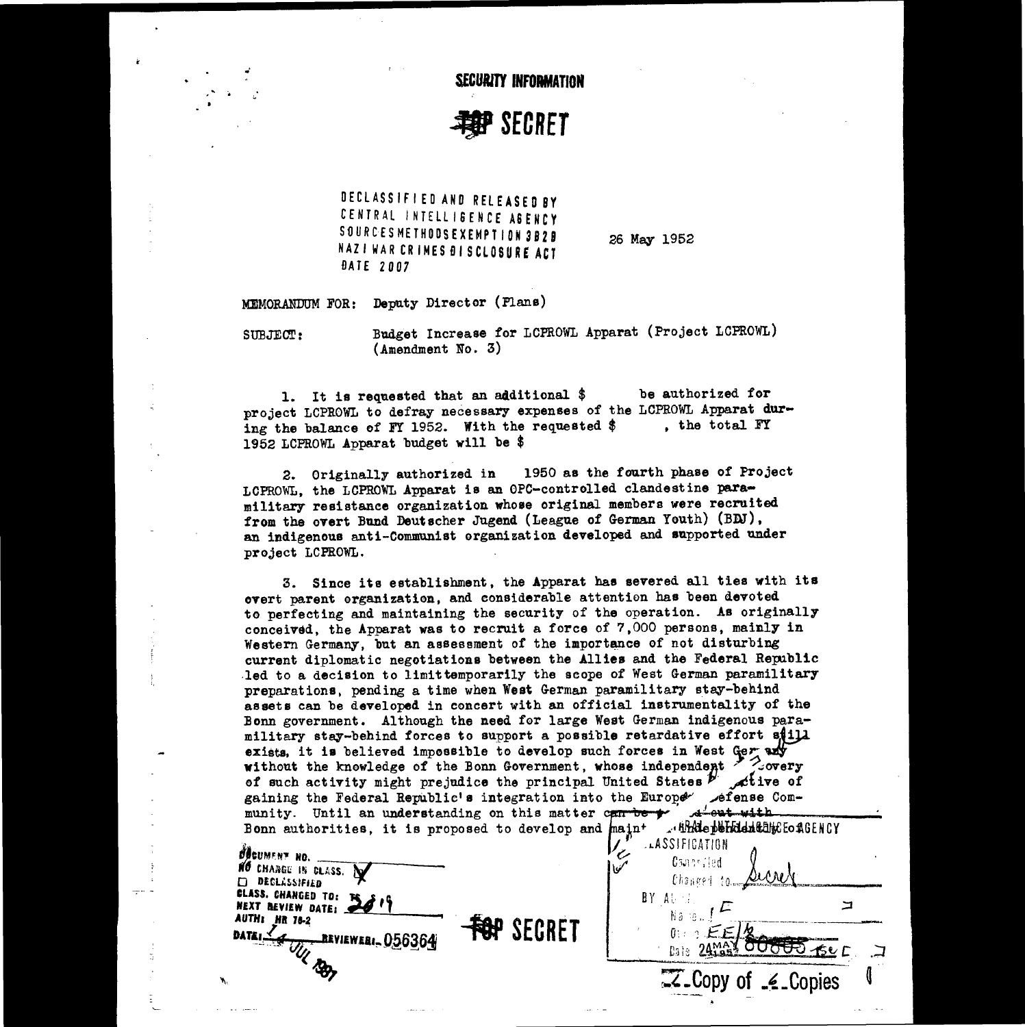SECURITY INFORMATION

TOP SECRET

DECLASSIFIED AND RELEASED BY
CENTRAL INTELLIGENCE AGENCY
SOURCES METHODS EXEMPTION 3B2B
NAZI WAR CRIMES DISCLOSURE ACT
DATE 2007

26 May 1952

MEMORANDUM FOR: Deputy Director (Plans)

SUBJECT: Budget Increase for LCPROWL Apparat (Project LCPROWL) (Amendment No. 3)

1. It is requested that an additional $ be authorized for project LCPROWL to defray necessary expenses of the LCPROWL Apparat during the balance of FY 1952. With the requested $ , the total FY 1952 LCPROWL Apparat budget will be $

2. Originally authorized in 1950 as the fourth phase of Project LCPROWL, the LCPROWL Apparat is an OPC-controlled clandestine paramilitary resistance organization whose original members were recruited from the overt Bund Deutscher Jugend (League of German Youth) (BDJ), an indigenous anti-Communist organization developed and supported under project LCPROWL.

3. Since its establishment, the Apparat has severed all ties with its overt parent organization, and considerable attention has been devoted to perfecting and maintaining the security of the operation. As originally conceived, the Apparat was to recruit a force of 7,000 persons, mainly in Western Germany, but an assessment of the importance of not disturbing current diplomatic negotiations between the Allies and the Federal Republic led to a decision to limit temporarily the scope of West German paramilitary preparations, pending a time when West German paramilitary stay-behind assets can be developed in concert with an official instrumentality of the Bonn government. Although the need for large West German indigenous paramilitary stay-behind forces to support a possible retardative effort still exists, it is believed impossible to develop such forces in West Germany without the knowledge of the Bonn Government, whose independent discovery of such activity might prejudice the principal United States objective of gaining the Federal Republic's integration into the European Defense Community. Until an understanding on this matter can be worked out with Bonn authorities, it is proposed to develop and maint

DOCUMENT NO.
NO CHANGE IN CLASS. X
☐ DECLASSIFIED
CLASS. CHANGED TO: TS S C
NEXT REVIEW DATE: 2019
AUTH: HR 70-2
DATE: 14 JUL 1981 REVIEWER: 056364

TOP SECRET

CENTRAL INTELLIGENCE AGENCY
CLASSIFICATION
Cancelled
Changed to Secret
BY AUTH
Name
Office EE/
Date 24 MAY 1957

2 Copy of 4 Copies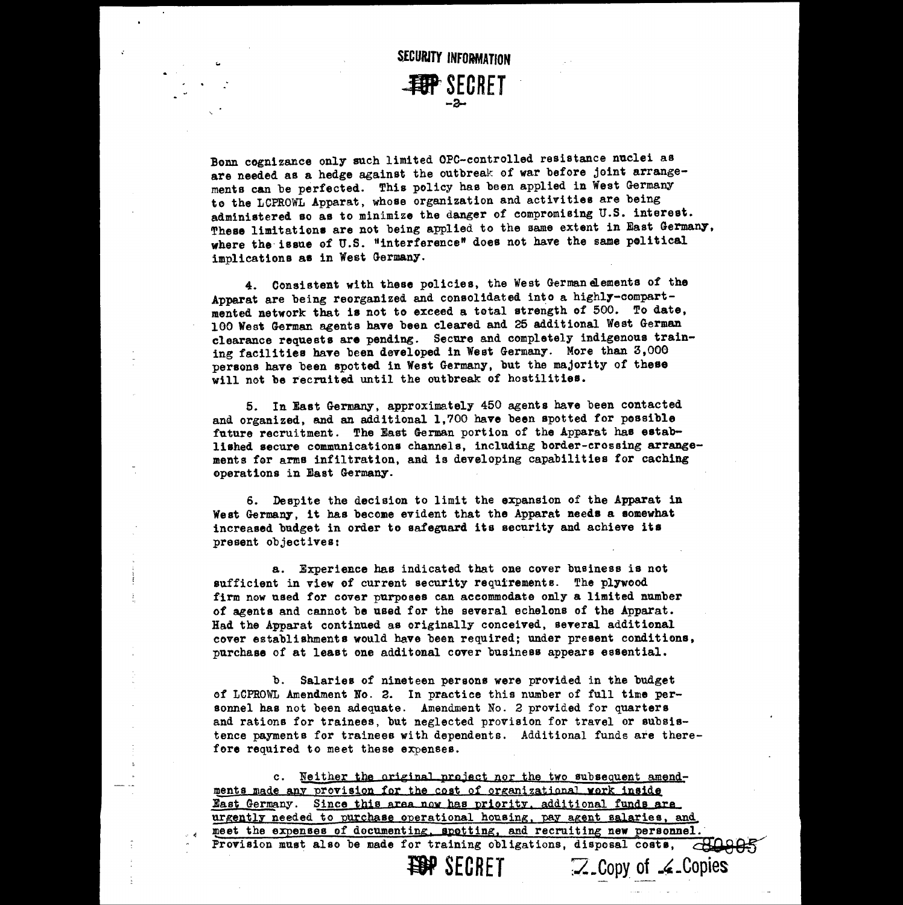SECURITY INFORMATION

TOP SECRET

Bonn cognizance only such limited OPC-controlled resistance nuclei as are needed as a hedge against the outbreak of war before joint arrangements can be perfected. This policy has been applied in West Germany to the LCPROWL Apparat, whose organization and activities are being administered so as to minimize the danger of compromising U.S. interest. These limitations are not being applied to the same extent in East Germany, where the issue of U.S. "interference" does not have the same political implications as in West Germany.

4. Consistent with these policies, the West German elements of the Apparat are being reorganized and consolidated into a highly-compartmented network that is not to exceed a total strength of 500. To date, 100 West German agents have been cleared and 25 additional West German clearance requests are pending. Secure and completely indigenous training facilities have been developed in West Germany. More than 3,000 persons have been spotted in West Germany, but the majority of these will not be recruited until the outbreak of hostilities.

5. In East Germany, approximately 450 agents have been contacted and organized, and an additional 1,700 have been spotted for possible future recruitment. The East German portion of the Apparat has established secure communications channels, including border-crossing arrangements for arms infiltration, and is developing capabilities for caching operations in East Germany.

6. Despite the decision to limit the expansion of the Apparat in West Germany, it has become evident that the Apparat needs a somewhat increased budget in order to safeguard its security and achieve its present objectives:

a. Experience has indicated that one cover business is not sufficient in view of current security requirements. The plywood firm now used for cover purposes can accommodate only a limited number of agents and cannot be used for the several echelons of the Apparat. Had the Apparat continued as originally conceived, several additional cover establishments would have been required; under present conditions, purchase of at least one additonal cover business appears essential.

b. Salaries of nineteen persons were provided in the budget of LCPROWL Amendment No. 2. In practice this number of full time personnel has not been adequate. Amendment No. 2 provided for quarters and rations for trainees, but neglected provision for travel or subsistence payments for trainees with dependents. Additional funds are therefore required to meet these expenses.

c. Neither the original project nor the two subsequent amendments made any provision for the cost of organizational work inside East Germany. Since this area now has priority, additional funds are urgently needed to purchase operational housing, pay agent salaries, and meet the expenses of documenting, spotting, and recruiting new personnel. Provision must also be made for training obligations, disposal costs,

80005

TOP SECRET

2 Copy of 4 Copies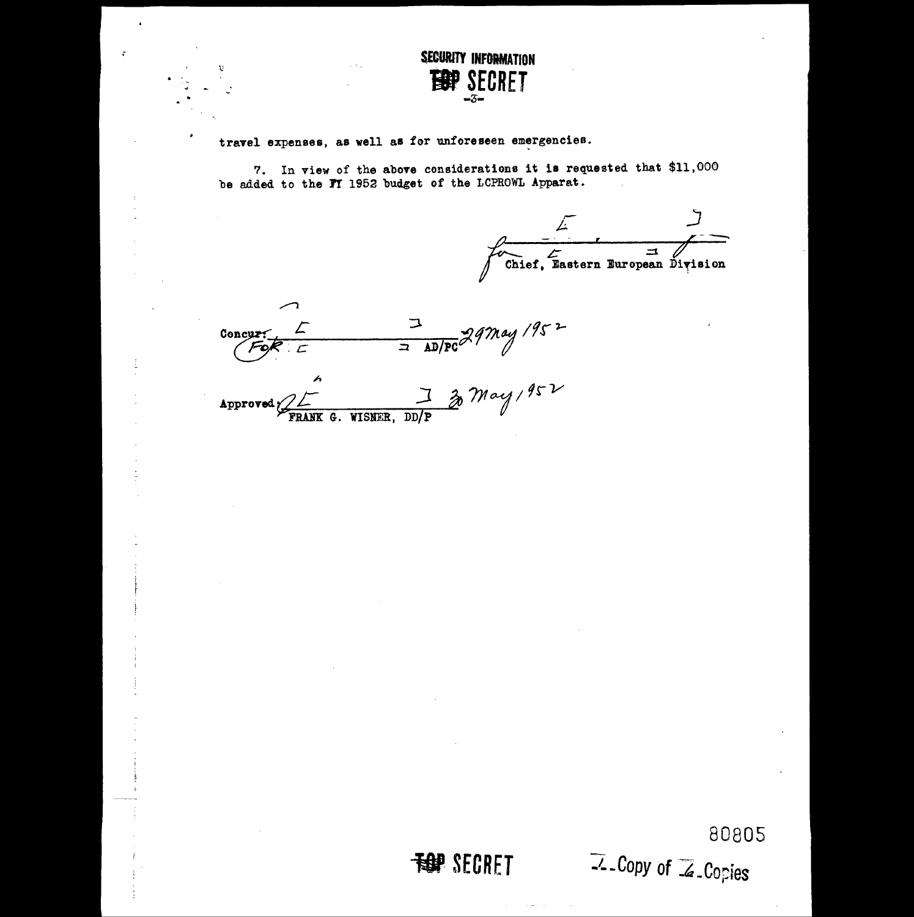SECURITY INFORMATION
TOP SECRET

travel expenses, as well as for unforeseen emergencies.

7. In view of the above considerations it is requested that $11,000 be added to the FY 1952 budget of the LCPROWL Apparat.

for [ ]
Chief, Eastern European Division

Concur: [ ] AD/PC 29 May 1952
For: [ ]

Approved: [ ] 30 May 1952
FRANK G. WISNER, DD/P

80805

TOP SECRET

2 Copy of 2 Copies